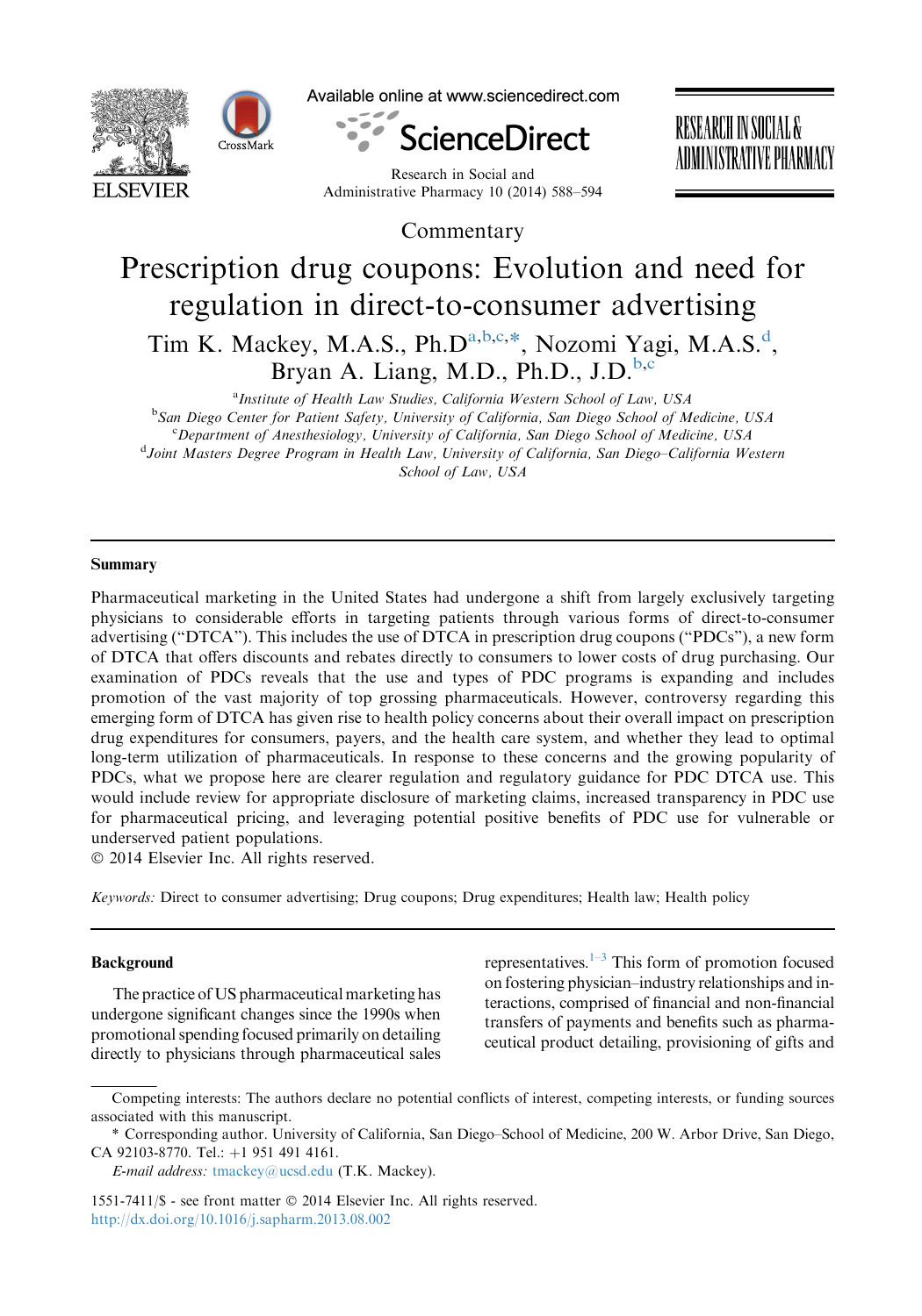Commentary

# Prescription drug coupons: Evolution and need for regulation in direct-to-consumer advertising

Tim K. Mackey, M.A.S., Ph.D[a,b,c,*], Nozomi Yagi, M.A.S.[d], Bryan A. Liang, M.D., Ph.D., J.D.[b,c]

[a]*Institute of Health Law Studies, California Western School of Law, USA*
[b]*San Diego Center for Patient Safety, University of California, San Diego School of Medicine, USA*
[c]*Department of Anesthesiology, University of California, San Diego School of Medicine, USA*
[d]*Joint Masters Degree Program in Health Law, University of California, San Diego–California Western School of Law, USA*

## Summary

Pharmaceutical marketing in the United States had undergone a shift from largely exclusively targeting physicians to considerable efforts in targeting patients through various forms of direct-to-consumer advertising ("DTCA"). This includes the use of DTCA in prescription drug coupons ("PDCs"), a new form of DTCA that offers discounts and rebates directly to consumers to lower costs of drug purchasing. Our examination of PDCs reveals that the use and types of PDC programs is expanding and includes promotion of the vast majority of top grossing pharmaceuticals. However, controversy regarding this emerging form of DTCA has given rise to health policy concerns about their overall impact on prescription drug expenditures for consumers, payers, and the health care system, and whether they lead to optimal long-term utilization of pharmaceuticals. In response to these concerns and the growing popularity of PDCs, what we propose here are clearer regulation and regulatory guidance for PDC DTCA use. This would include review for appropriate disclosure of marketing claims, increased transparency in PDC use for pharmaceutical pricing, and leveraging potential positive benefits of PDC use for vulnerable or underserved patient populations.

© 2014 Elsevier Inc. All rights reserved.

*Keywords:* Direct to consumer advertising; Drug coupons; Drug expenditures; Health law; Health policy

## Background

The practice of US pharmaceutical marketing has undergone significant changes since the 1990s when promotional spending focused primarily on detailing directly to physicians through pharmaceutical sales representatives.[1–3] This form of promotion focused on fostering physician–industry relationships and interactions, comprised of financial and non-financial transfers of payments and benefits such as pharmaceutical product detailing, provisioning of gifts and

---

Competing interests: The authors declare no potential conflicts of interest, competing interests, or funding sources associated with this manuscript.

\* Corresponding author. University of California, San Diego–School of Medicine, 200 W. Arbor Drive, San Diego, CA 92103-8770. Tel.: +1 951 491 4161.

*E-mail address:* tmackey@ucsd.edu (T.K. Mackey).

1551-7411/$ - see front matter © 2014 Elsevier Inc. All rights reserved.
http://dx.doi.org/10.1016/j.sapharm.2013.08.002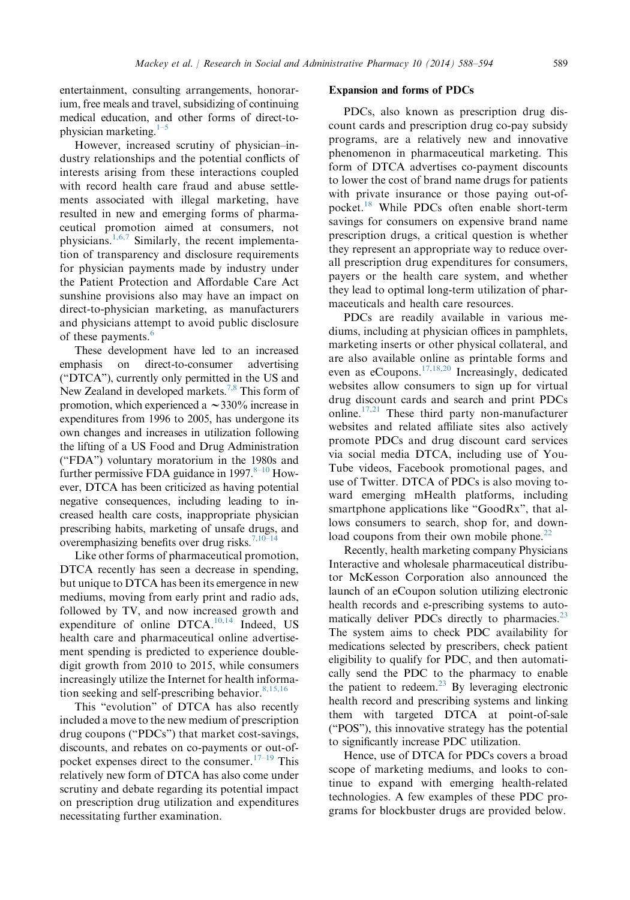entertainment, consulting arrangements, honorarium, free meals and travel, subsidizing of continuing medical education, and other forms of direct-to-physician marketing.[1–5]

However, increased scrutiny of physician–industry relationships and the potential conflicts of interests arising from these interactions coupled with record health care fraud and abuse settlements associated with illegal marketing, have resulted in new and emerging forms of pharmaceutical promotion aimed at consumers, not physicians.[1,6,7] Similarly, the recent implementation of transparency and disclosure requirements for physician payments made by industry under the Patient Protection and Affordable Care Act sunshine provisions also may have an impact on direct-to-physician marketing, as manufacturers and physicians attempt to avoid public disclosure of these payments.[6]

These development have led to an increased emphasis on direct-to-consumer advertising ("DTCA"), currently only permitted in the US and New Zealand in developed markets.[7,8] This form of promotion, which experienced a ~330% increase in expenditures from 1996 to 2005, has undergone its own changes and increases in utilization following the lifting of a US Food and Drug Administration ("FDA") voluntary moratorium in the 1980s and further permissive FDA guidance in 1997.[8–10] However, DTCA has been criticized as having potential negative consequences, including leading to increased health care costs, inappropriate physician prescribing habits, marketing of unsafe drugs, and overemphasizing benefits over drug risks.[7,10–14]

Like other forms of pharmaceutical promotion, DTCA recently has seen a decrease in spending, but unique to DTCA has been its emergence in new mediums, moving from early print and radio ads, followed by TV, and now increased growth and expenditure of online DTCA.[10,14] Indeed, US health care and pharmaceutical online advertisement spending is predicted to experience double-digit growth from 2010 to 2015, while consumers increasingly utilize the Internet for health information seeking and self-prescribing behavior.[8,15,16]

This "evolution" of DTCA has also recently included a move to the new medium of prescription drug coupons ("PDCs") that market cost-savings, discounts, and rebates on co-payments or out-of-pocket expenses direct to the consumer.[17–19] This relatively new form of DTCA has also come under scrutiny and debate regarding its potential impact on prescription drug utilization and expenditures necessitating further examination.

## Expansion and forms of PDCs

PDCs, also known as prescription drug discount cards and prescription drug co-pay subsidy programs, are a relatively new and innovative phenomenon in pharmaceutical marketing. This form of DTCA advertises co-payment discounts to lower the cost of brand name drugs for patients with private insurance or those paying out-of-pocket.[18] While PDCs often enable short-term savings for consumers on expensive brand name prescription drugs, a critical question is whether they represent an appropriate way to reduce overall prescription drug expenditures for consumers, payers or the health care system, and whether they lead to optimal long-term utilization of pharmaceuticals and health care resources.

PDCs are readily available in various mediums, including at physician offices in pamphlets, marketing inserts or other physical collateral, and are also available online as printable forms and even as eCoupons.[17,18,20] Increasingly, dedicated websites allow consumers to sign up for virtual drug discount cards and search and print PDCs online.[17,21] These third party non-manufacturer websites and related affiliate sites also actively promote PDCs and drug discount card services via social media DTCA, including use of YouTube videos, Facebook promotional pages, and use of Twitter. DTCA of PDCs is also moving toward emerging mHealth platforms, including smartphone applications like "GoodRx", that allows consumers to search, shop for, and download coupons from their own mobile phone.[22]

Recently, health marketing company Physicians Interactive and wholesale pharmaceutical distributor McKesson Corporation also announced the launch of an eCoupon solution utilizing electronic health records and e-prescribing systems to automatically deliver PDCs directly to pharmacies.[23] The system aims to check PDC availability for medications selected by prescribers, check patient eligibility to qualify for PDC, and then automatically send the PDC to the pharmacy to enable the patient to redeem.[23] By leveraging electronic health record and prescribing systems and linking them with targeted DTCA at point-of-sale ("POS"), this innovative strategy has the potential to significantly increase PDC utilization.

Hence, use of DTCA for PDCs covers a broad scope of marketing mediums, and looks to continue to expand with emerging health-related technologies. A few examples of these PDC programs for blockbuster drugs are provided below.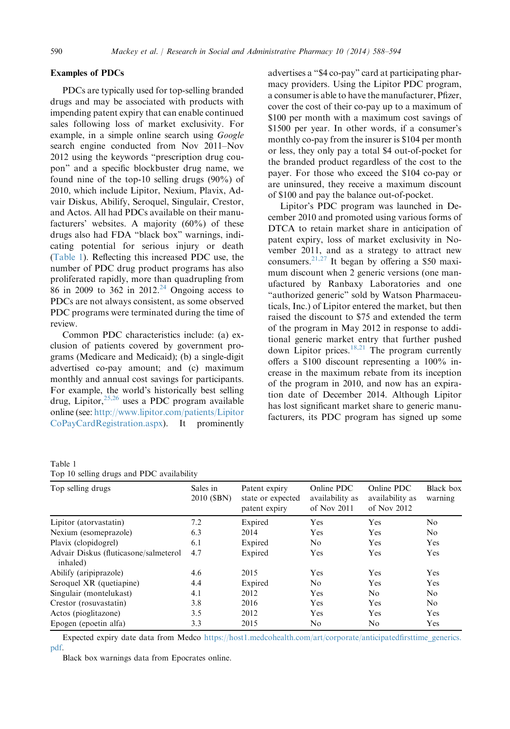### Examples of PDCs

PDCs are typically used for top-selling branded drugs and may be associated with products with impending patent expiry that can enable continued sales following loss of market exclusivity. For example, in a simple online search using *Google* search engine conducted from Nov 2011–Nov 2012 using the keywords "prescription drug coupon" and a specific blockbuster drug name, we found nine of the top-10 selling drugs (90%) of 2010, which include Lipitor, Nexium, Plavix, Advair Diskus, Abilify, Seroquel, Singulair, Crestor, and Actos. All had PDCs available on their manufacturers' websites. A majority (60%) of these drugs also had FDA "black box" warnings, indicating potential for serious injury or death (Table 1). Reflecting this increased PDC use, the number of PDC drug product programs has also proliferated rapidly, more than quadrupling from 86 in 2009 to 362 in 2012.[24] Ongoing access to PDCs are not always consistent, as some observed PDC programs were terminated during the time of review.

Common PDC characteristics include: (a) exclusion of patients covered by government programs (Medicare and Medicaid); (b) a single-digit advertised co-pay amount; and (c) maximum monthly and annual cost savings for participants. For example, the world's historically best selling drug, Lipitor,[25,26] uses a PDC program available online (see: http://www.lipitor.com/patients/LipitorCoPayCardRegistration.aspx). It prominently advertises a "$4 co-pay" card at participating pharmacy providers. Using the Lipitor PDC program, a consumer is able to have the manufacturer, Pfizer, cover the cost of their co-pay up to a maximum of $100 per month with a maximum cost savings of $1500 per year. In other words, if a consumer's monthly co-pay from the insurer is $104 per month or less, they only pay a total $4 out-of-pocket for the branded product regardless of the cost to the payer. For those who exceed the $104 co-pay or are uninsured, they receive a maximum discount of $100 and pay the balance out-of-pocket.

Lipitor's PDC program was launched in December 2010 and promoted using various forms of DTCA to retain market share in anticipation of patent expiry, loss of market exclusivity in November 2011, and as a strategy to attract new consumers.[21,27] It began by offering a $50 maximum discount when 2 generic versions (one manufactured by Ranbaxy Laboratories and one "authorized generic" sold by Watson Pharmaceuticals, Inc.) of Lipitor entered the market, but then raised the discount to $75 and extended the term of the program in May 2012 in response to additional generic market entry that further pushed down Lipitor prices.[18,21] The program currently offers a $100 discount representing a 100% increase in the maximum rebate from its inception of the program in 2010, and now has an expiration date of December 2014. Although Lipitor has lost significant market share to generic manufacturers, its PDC program has signed up some

Table 1
Top 10 selling drugs and PDC availability

| Top selling drugs | Sales in 2010 ($BN) | Patent expiry state or expected patent expiry | Online PDC availability as of Nov 2011 | Online PDC availability as of Nov 2012 | Black box warning |
|---|---|---|---|---|---|
| Lipitor (atorvastatin) | 7.2 | Expired | Yes | Yes | No |
| Nexium (esomeprazole) | 6.3 | 2014 | Yes | Yes | No |
| Plavix (clopidogrel) | 6.1 | Expired | No | Yes | Yes |
| Advair Diskus (fluticasone/salmeterol inhaled) | 4.7 | Expired | Yes | Yes | Yes |
| Abilify (aripiprazole) | 4.6 | 2015 | Yes | Yes | Yes |
| Seroquel XR (quetiapine) | 4.4 | Expired | No | Yes | Yes |
| Singulair (montelukast) | 4.1 | 2012 | Yes | No | No |
| Crestor (rosuvastatin) | 3.8 | 2016 | Yes | Yes | No |
| Actos (pioglitazone) | 3.5 | 2012 | Yes | Yes | Yes |
| Epogen (epoetin alfa) | 3.3 | 2015 | No | No | Yes |

Expected expiry date data from Medco https://host1.medcohealth.com/art/corporate/anticipatedfirsttime_generics.pdf.

Black box warnings data from Epocrates online.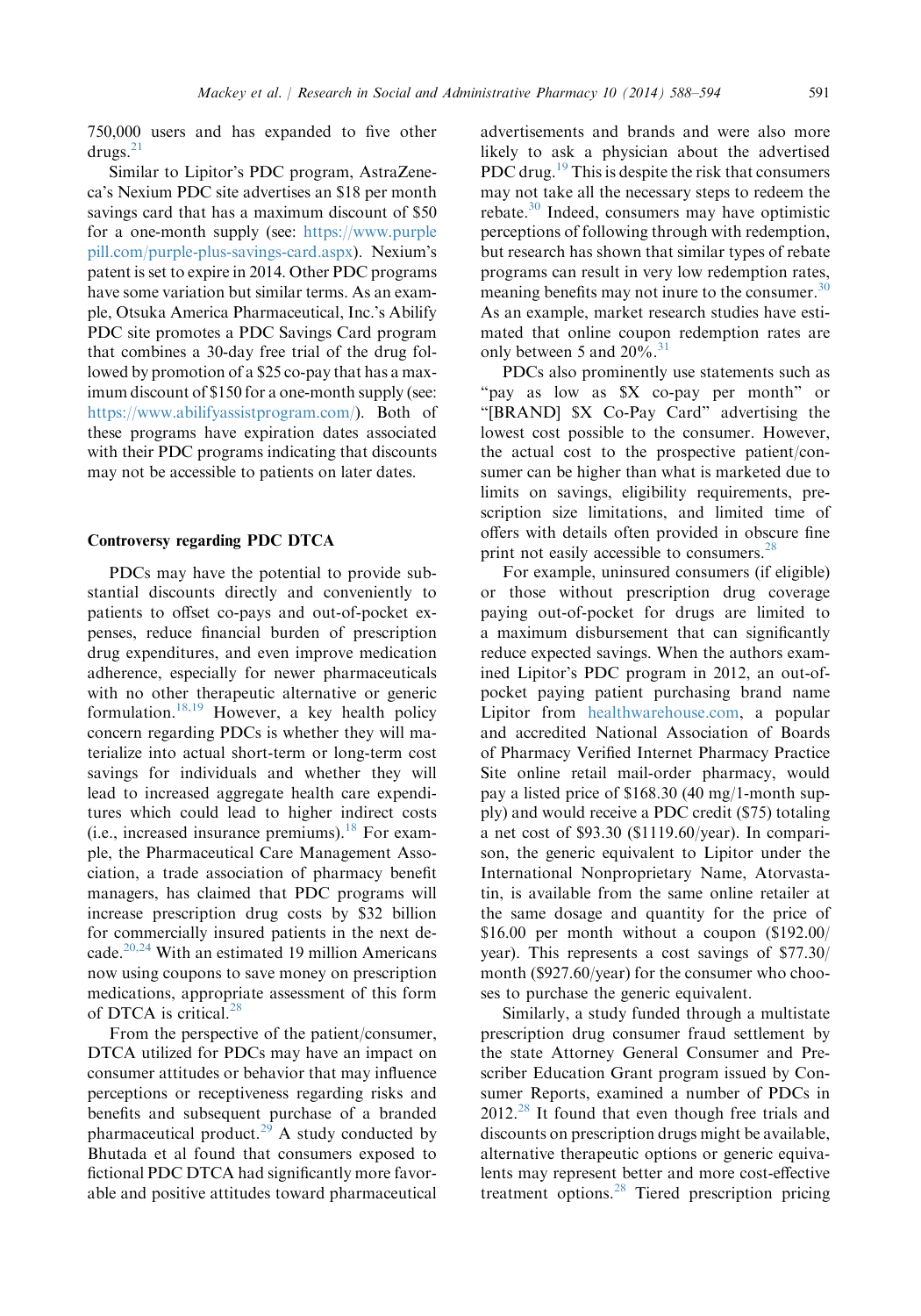750,000 users and has expanded to five other drugs.[21]

Similar to Lipitor's PDC program, AstraZeneca's Nexium PDC site advertises an $18 per month savings card that has a maximum discount of $50 for a one-month supply (see: https://www.purplepill.com/purple-plus-savings-card.aspx). Nexium's patent is set to expire in 2014. Other PDC programs have some variation but similar terms. As an example, Otsuka America Pharmaceutical, Inc.'s Abilify PDC site promotes a PDC Savings Card program that combines a 30-day free trial of the drug followed by promotion of a $25 co-pay that has a maximum discount of $150 for a one-month supply (see: https://www.abilifyassistprogram.com/). Both of these programs have expiration dates associated with their PDC programs indicating that discounts may not be accessible to patients on later dates.

## Controversy regarding PDC DTCA

PDCs may have the potential to provide substantial discounts directly and conveniently to patients to offset co-pays and out-of-pocket expenses, reduce financial burden of prescription drug expenditures, and even improve medication adherence, especially for newer pharmaceuticals with no other therapeutic alternative or generic formulation.[18,19] However, a key health policy concern regarding PDCs is whether they will materialize into actual short-term or long-term cost savings for individuals and whether they will lead to increased aggregate health care expenditures which could lead to higher indirect costs (i.e., increased insurance premiums).[18] For example, the Pharmaceutical Care Management Association, a trade association of pharmacy benefit managers, has claimed that PDC programs will increase prescription drug costs by $32 billion for commercially insured patients in the next decade.[20,24] With an estimated 19 million Americans now using coupons to save money on prescription medications, appropriate assessment of this form of DTCA is critical.[28]

From the perspective of the patient/consumer, DTCA utilized for PDCs may have an impact on consumer attitudes or behavior that may influence perceptions or receptiveness regarding risks and benefits and subsequent purchase of a branded pharmaceutical product.[29] A study conducted by Bhutada et al found that consumers exposed to fictional PDC DTCA had significantly more favorable and positive attitudes toward pharmaceutical advertisements and brands and were also more likely to ask a physician about the advertised PDC drug.[19] This is despite the risk that consumers may not take all the necessary steps to redeem the rebate.[30] Indeed, consumers may have optimistic perceptions of following through with redemption, but research has shown that similar types of rebate programs can result in very low redemption rates, meaning benefits may not inure to the consumer.[30] As an example, market research studies have estimated that online coupon redemption rates are only between 5 and 20%.[31]

PDCs also prominently use statements such as "pay as low as $X co-pay per month" or "[BRAND] $X Co-Pay Card" advertising the lowest cost possible to the consumer. However, the actual cost to the prospective patient/consumer can be higher than what is marketed due to limits on savings, eligibility requirements, prescription size limitations, and limited time of offers with details often provided in obscure fine print not easily accessible to consumers.[28]

For example, uninsured consumers (if eligible) or those without prescription drug coverage paying out-of-pocket for drugs are limited to a maximum disbursement that can significantly reduce expected savings. When the authors examined Lipitor's PDC program in 2012, an out-of-pocket paying patient purchasing brand name Lipitor from healthwarehouse.com, a popular and accredited National Association of Boards of Pharmacy Verified Internet Pharmacy Practice Site online retail mail-order pharmacy, would pay a listed price of $168.30 (40 mg/1-month supply) and would receive a PDC credit ($75) totaling a net cost of $93.30 ($1119.60/year). In comparison, the generic equivalent to Lipitor under the International Nonproprietary Name, Atorvastatin, is available from the same online retailer at the same dosage and quantity for the price of $16.00 per month without a coupon ($192.00/year). This represents a cost savings of $77.30/month ($927.60/year) for the consumer who chooses to purchase the generic equivalent.

Similarly, a study funded through a multistate prescription drug consumer fraud settlement by the state Attorney General Consumer and Prescriber Education Grant program issued by Consumer Reports, examined a number of PDCs in 2012.[28] It found that even though free trials and discounts on prescription drugs might be available, alternative therapeutic options or generic equivalents may represent better and more cost-effective treatment options.[28] Tiered prescription pricing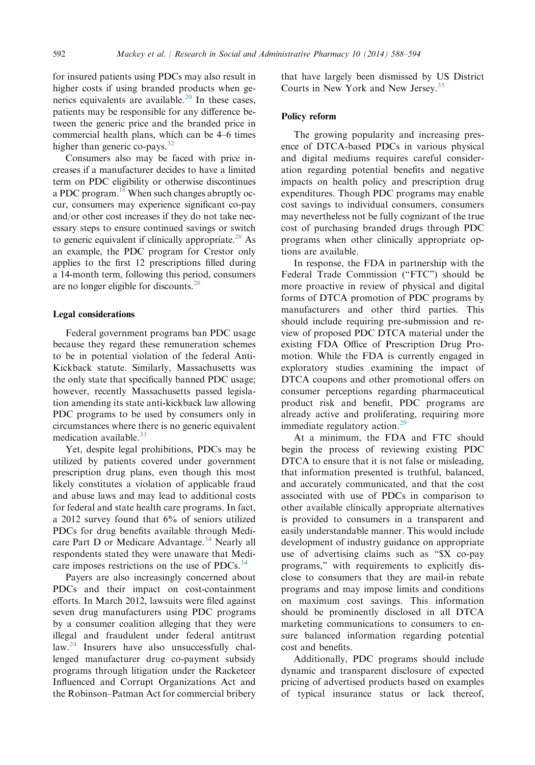for insured patients using PDCs may also result in higher costs if using branded products when generics equivalents are available.[20] In these cases, patients may be responsible for any difference between the generic price and the branded price in commercial health plans, which can be 4–6 times higher than generic co-pays.[32]

Consumers also may be faced with price increases if a manufacturer decides to have a limited term on PDC eligibility or otherwise discontinues a PDC program.[18] When such changes abruptly occur, consumers may experience significant co-pay and/or other cost increases if they do not take necessary steps to ensure continued savings or switch to generic equivalent if clinically appropriate.[28] As an example, the PDC program for Crestor only applies to the first 12 prescriptions filled during a 14-month term, following this period, consumers are no longer eligible for discounts.[28]

### Legal considerations

Federal government programs ban PDC usage because they regard these remuneration schemes to be in potential violation of the federal Anti-Kickback statute. Similarly, Massachusetts was the only state that specifically banned PDC usage; however, recently Massachusetts passed legislation amending its state anti-kickback law allowing PDC programs to be used by consumers only in circumstances where there is no generic equivalent medication available.[33]

Yet, despite legal prohibitions, PDCs may be utilized by patients covered under government prescription drug plans, even though this most likely constitutes a violation of applicable fraud and abuse laws and may lead to additional costs for federal and state health care programs. In fact, a 2012 survey found that 6% of seniors utilized PDCs for drug benefits available through Medicare Part D or Medicare Advantage.[34] Nearly all respondents stated they were unaware that Medicare imposes restrictions on the use of PDCs.[34]

Payers are also increasingly concerned about PDCs and their impact on cost-containment efforts. In March 2012, lawsuits were filed against seven drug manufacturers using PDC programs by a consumer coalition alleging that they were illegal and fraudulent under federal antitrust law.[24] Insurers have also unsuccessfully challenged manufacturer drug co-payment subsidy programs through litigation under the Racketeer Influenced and Corrupt Organizations Act and the Robinson–Patman Act for commercial bribery that have largely been dismissed by US District Courts in New York and New Jersey.[35]

### Policy reform

The growing popularity and increasing presence of DTCA-based PDCs in various physical and digital mediums requires careful consideration regarding potential benefits and negative impacts on health policy and prescription drug expenditures. Though PDC programs may enable cost savings to individual consumers, consumers may nevertheless not be fully cognizant of the true cost of purchasing branded drugs through PDC programs when other clinically appropriate options are available.

In response, the FDA in partnership with the Federal Trade Commission ("FTC") should be more proactive in review of physical and digital forms of DTCA promotion of PDC programs by manufacturers and other third parties. This should include requiring pre-submission and review of proposed PDC DTCA material under the existing FDA Office of Prescription Drug Promotion. While the FDA is currently engaged in exploratory studies examining the impact of DTCA coupons and other promotional offers on consumer perceptions regarding pharmaceutical product risk and benefit, PDC programs are already active and proliferating, requiring more immediate regulatory action.[29]

At a minimum, the FDA and FTC should begin the process of reviewing existing PDC DTCA to ensure that it is not false or misleading, that information presented is truthful, balanced, and accurately communicated, and that the cost associated with use of PDCs in comparison to other available clinically appropriate alternatives is provided to consumers in a transparent and easily understandable manner. This would include development of industry guidance on appropriate use of advertising claims such as "$X co-pay programs," with requirements to explicitly disclose to consumers that they are mail-in rebate programs and may impose limits and conditions on maximum cost savings. This information should be prominently disclosed in all DTCA marketing communications to consumers to ensure balanced information regarding potential cost and benefits.

Additionally, PDC programs should include dynamic and transparent disclosure of expected pricing of advertised products based on examples of typical insurance status or lack thereof,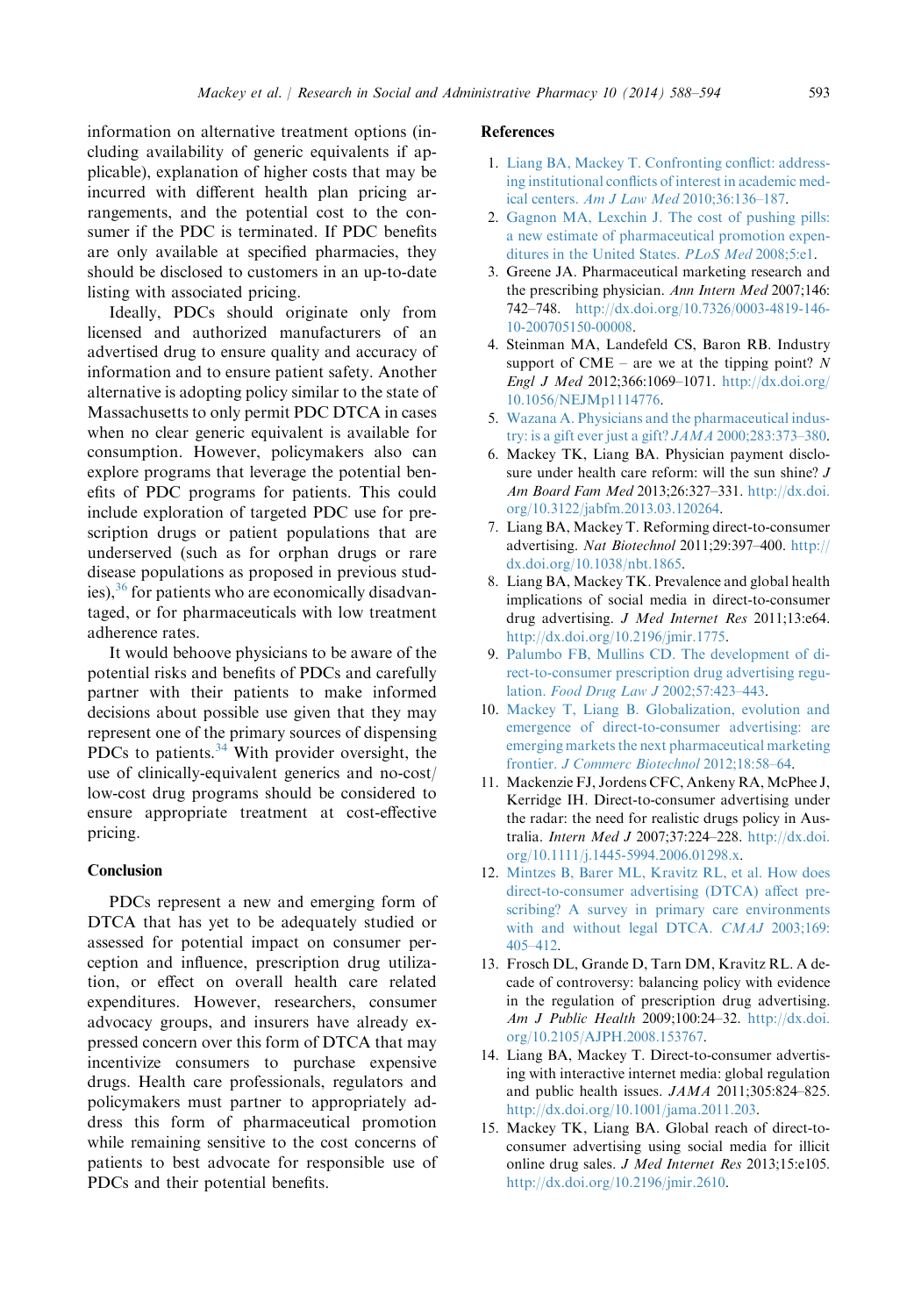information on alternative treatment options (including availability of generic equivalents if applicable), explanation of higher costs that may be incurred with different health plan pricing arrangements, and the potential cost to the consumer if the PDC is terminated. If PDC benefits are only available at specified pharmacies, they should be disclosed to customers in an up-to-date listing with associated pricing.

Ideally, PDCs should originate only from licensed and authorized manufacturers of an advertised drug to ensure quality and accuracy of information and to ensure patient safety. Another alternative is adopting policy similar to the state of Massachusetts to only permit PDC DTCA in cases when no clear generic equivalent is available for consumption. However, policymakers also can explore programs that leverage the potential benefits of PDC programs for patients. This could include exploration of targeted PDC use for prescription drugs or patient populations that are underserved (such as for orphan drugs or rare disease populations as proposed in previous studies),[36] for patients who are economically disadvantaged, or for pharmaceuticals with low treatment adherence rates.

It would behoove physicians to be aware of the potential risks and benefits of PDCs and carefully partner with their patients to make informed decisions about possible use given that they may represent one of the primary sources of dispensing PDCs to patients.[34] With provider oversight, the use of clinically-equivalent generics and no-cost/low-cost drug programs should be considered to ensure appropriate treatment at cost-effective pricing.

## Conclusion

PDCs represent a new and emerging form of DTCA that has yet to be adequately studied or assessed for potential impact on consumer perception and influence, prescription drug utilization, or effect on overall health care related expenditures. However, researchers, consumer advocacy groups, and insurers have already expressed concern over this form of DTCA that may incentivize consumers to purchase expensive drugs. Health care professionals, regulators and policymakers must partner to appropriately address this form of pharmaceutical promotion while remaining sensitive to the cost concerns of patients to best advocate for responsible use of PDCs and their potential benefits.

## References

1. Liang BA, Mackey T. Confronting conflict: addressing institutional conflicts of interest in academic medical centers. *Am J Law Med* 2010;36:136–187.
2. Gagnon MA, Lexchin J. The cost of pushing pills: a new estimate of pharmaceutical promotion expenditures in the United States. *PLoS Med* 2008;5:e1.
3. Greene JA. Pharmaceutical marketing research and the prescribing physician. *Ann Intern Med* 2007;146:742–748. http://dx.doi.org/10.7326/0003-4819-146-10-200705150-00008.
4. Steinman MA, Landefeld CS, Baron RB. Industry support of CME – are we at the tipping point? *N Engl J Med* 2012;366:1069–1071. http://dx.doi.org/10.1056/NEJMp1114776.
5. Wazana A. Physicians and the pharmaceutical industry: is a gift ever just a gift? *JAMA* 2000;283:373–380.
6. Mackey TK, Liang BA. Physician payment disclosure under health care reform: will the sun shine? *J Am Board Fam Med* 2013;26:327–331. http://dx.doi.org/10.3122/jabfm.2013.03.120264.
7. Liang BA, Mackey T. Reforming direct-to-consumer advertising. *Nat Biotechnol* 2011;29:397–400. http://dx.doi.org/10.1038/nbt.1865.
8. Liang BA, Mackey TK. Prevalence and global health implications of social media in direct-to-consumer drug advertising. *J Med Internet Res* 2011;13:e64. http://dx.doi.org/10.2196/jmir.1775.
9. Palumbo FB, Mullins CD. The development of direct-to-consumer prescription drug advertising regulation. *Food Drug Law J* 2002;57:423–443.
10. Mackey T, Liang B. Globalization, evolution and emergence of direct-to-consumer advertising: are emerging markets the next pharmaceutical marketing frontier. *J Commerc Biotechnol* 2012;18:58–64.
11. Mackenzie FJ, Jordens CFC, Ankeny RA, McPhee J, Kerridge IH. Direct-to-consumer advertising under the radar: the need for realistic drugs policy in Australia. *Intern Med J* 2007;37:224–228. http://dx.doi.org/10.1111/j.1445-5994.2006.01298.x.
12. Mintzes B, Barer ML, Kravitz RL, et al. How does direct-to-consumer advertising (DTCA) affect prescribing? A survey in primary care environments with and without legal DTCA. *CMAJ* 2003;169:405–412.
13. Frosch DL, Grande D, Tarn DM, Kravitz RL. A decade of controversy: balancing policy with evidence in the regulation of prescription drug advertising. *Am J Public Health* 2009;100:24–32. http://dx.doi.org/10.2105/AJPH.2008.153767.
14. Liang BA, Mackey T. Direct-to-consumer advertising with interactive internet media: global regulation and public health issues. *JAMA* 2011;305:824–825. http://dx.doi.org/10.1001/jama.2011.203.
15. Mackey TK, Liang BA. Global reach of direct-to-consumer advertising using social media for illicit online drug sales. *J Med Internet Res* 2013;15:e105. http://dx.doi.org/10.2196/jmir.2610.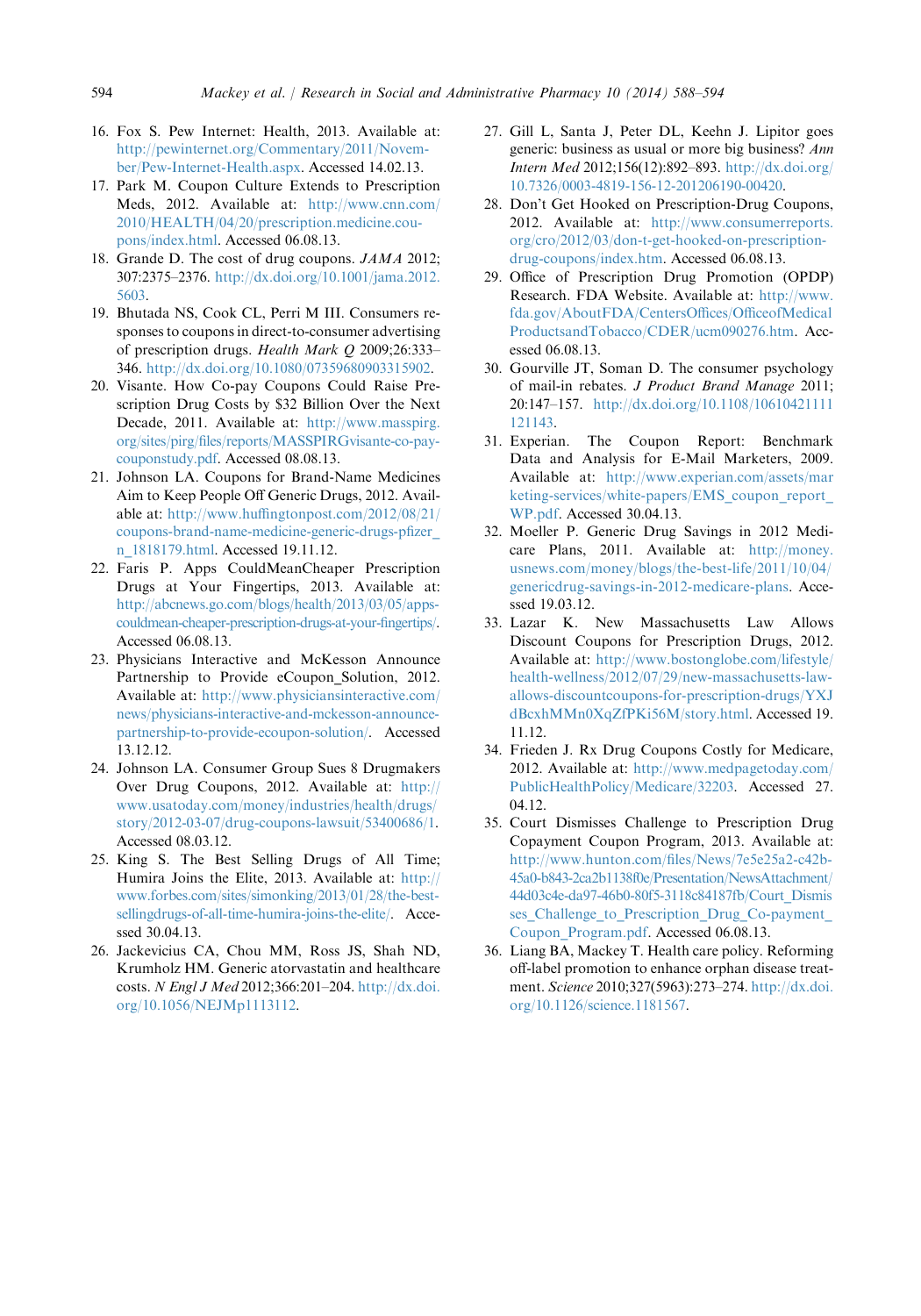16. Fox S. Pew Internet: Health, 2013. Available at: http://pewinternet.org/Commentary/2011/November/Pew-Internet-Health.aspx. Accessed 14.02.13.
17. Park M. Coupon Culture Extends to Prescription Meds, 2012. Available at: http://www.cnn.com/2010/HEALTH/04/20/prescription.medicine.coupons/index.html. Accessed 06.08.13.
18. Grande D. The cost of drug coupons. *JAMA* 2012; 307:2375–2376. http://dx.doi.org/10.1001/jama.2012.5603.
19. Bhutada NS, Cook CL, Perri M III. Consumers responses to coupons in direct-to-consumer advertising of prescription drugs. *Health Mark Q* 2009;26:333–346. http://dx.doi.org/10.1080/07359680903315902.
20. Visante. How Co-pay Coupons Could Raise Prescription Drug Costs by $32 Billion Over the Next Decade, 2011. Available at: http://www.masspirg.org/sites/pirg/files/reports/MASSPIRGvisante-co-pay-couponstudy.pdf. Accessed 08.08.13.
21. Johnson LA. Coupons for Brand-Name Medicines Aim to Keep People Off Generic Drugs, 2012. Available at: http://www.huffingtonpost.com/2012/08/21/coupons-brand-name-medicine-generic-drugs-pfizer_n_1818179.html. Accessed 19.11.12.
22. Faris P. Apps CouldMeanCheaper Prescription Drugs at Your Fingertips, 2013. Available at: http://abcnews.go.com/blogs/health/2013/03/05/apps-couldmean-cheaper-prescription-drugs-at-your-fingertips/. Accessed 06.08.13.
23. Physicians Interactive and McKesson Announce Partnership to Provide eCoupon_Solution, 2012. Available at: http://www.physiciansinteractive.com/news/physicians-interactive-and-mckesson-announce-partnership-to-provide-ecoupon-solution/. Accessed 13.12.12.
24. Johnson LA. Consumer Group Sues 8 Drugmakers Over Drug Coupons, 2012. Available at: http://www.usatoday.com/money/industries/health/drugs/story/2012-03-07/drug-coupons-lawsuit/53400686/1. Accessed 08.03.12.
25. King S. The Best Selling Drugs of All Time; Humira Joins the Elite, 2013. Available at: http://www.forbes.com/sites/simonking/2013/01/28/the-best-sellingdrugs-of-all-time-humira-joins-the-elite/. Accessed 30.04.13.
26. Jackevicius CA, Chou MM, Ross JS, Shah ND, Krumholz HM. Generic atorvastatin and healthcare costs. *N Engl J Med* 2012;366:201–204. http://dx.doi.org/10.1056/NEJMp1113112.
27. Gill L, Santa J, Peter DL, Keehn J. Lipitor goes generic: business as usual or more big business? *Ann Intern Med* 2012;156(12):892–893. http://dx.doi.org/10.7326/0003-4819-156-12-201206190-00420.
28. Don't Get Hooked on Prescription-Drug Coupons, 2012. Available at: http://www.consumerreports.org/cro/2012/03/don-t-get-hooked-on-prescription-drug-coupons/index.htm. Accessed 06.08.13.
29. Office of Prescription Drug Promotion (OPDP) Research. FDA Website. Available at: http://www.fda.gov/AboutFDA/CentersOffices/OfficeofMedicalProductsandTobacco/CDER/ucm090276.htm. Accessed 06.08.13.
30. Gourville JT, Soman D. The consumer psychology of mail-in rebates. *J Product Brand Manage* 2011; 20:147–157. http://dx.doi.org/10.1108/10610421111121143.
31. Experian. The Coupon Report: Benchmark Data and Analysis for E-Mail Marketers, 2009. Available at: http://www.experian.com/assets/marketing-services/white-papers/EMS_coupon_report_WP.pdf. Accessed 30.04.13.
32. Moeller P. Generic Drug Savings in 2012 Medicare Plans, 2011. Available at: http://money.usnews.com/money/blogs/the-best-life/2011/10/04/genericdrug-savings-in-2012-medicare-plans. Accessed 19.03.12.
33. Lazar K. New Massachusetts Law Allows Discount Coupons for Prescription Drugs, 2012. Available at: http://www.bostonglobe.com/lifestyle/health-wellness/2012/07/29/new-massachusetts-law-allows-discountcoupons-for-prescription-drugs/YXJdBcxhMMn0XqZfPKi56M/story.html. Accessed 19.11.12.
34. Frieden J. Rx Drug Coupons Costly for Medicare, 2012. Available at: http://www.medpagetoday.com/PublicHealthPolicy/Medicare/32203. Accessed 27.04.12.
35. Court Dismisses Challenge to Prescription Drug Copayment Coupon Program, 2013. Available at: http://www.hunton.com/files/News/7e5e25a2-c42b-45a0-b843-2ca2b1138f0e/Presentation/NewsAttachment/44d03c4e-da97-46b0-80f5-3118c84187fb/Court_Dismisses_Challenge_to_Prescription_Drug_Co-payment_Coupon_Program.pdf. Accessed 06.08.13.
36. Liang BA, Mackey T. Health care policy. Reforming off-label promotion to enhance orphan disease treatment. *Science* 2010;327(5963):273–274. http://dx.doi.org/10.1126/science.1181567.